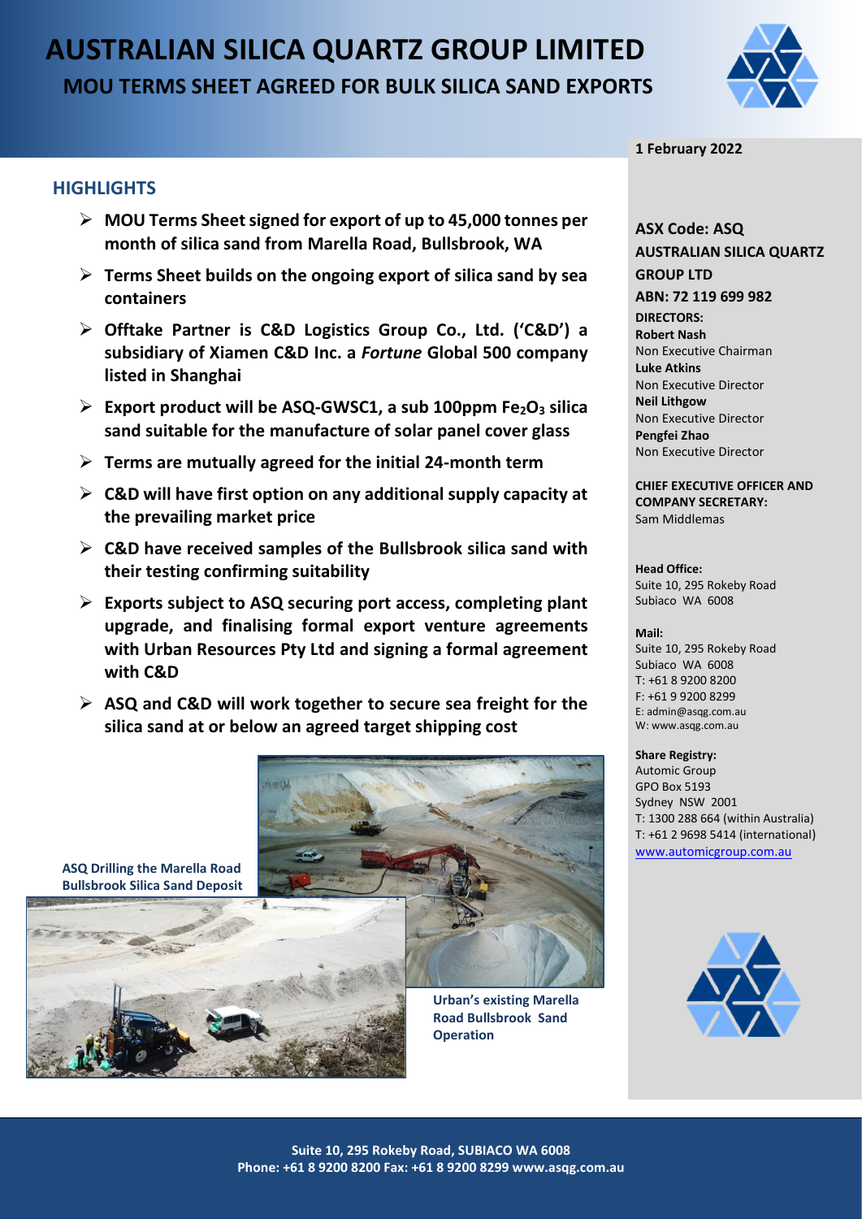# AUSTRALIAN SILICA QUARTZ GROUP LIMITED

## MOU TERMS SHEET AGREED FOR BULK SILICA SAND EXPORTS

**1 February 2022**

### HIGHLIGHTS

- **MOU Terms Sheet signed for export of up to 45,000 tonnes per month of silica sand from Marella Road, Bullsbrook, WA**
- **Terms Sheet builds on the ongoing export of silica sand by sea containers**
- **Offtake Partner is C&D Logistics Group Co., Ltd. ('C&D') a subsidiary of Xiamen C&D Inc. a *Fortune* Global 500 company listed in Shanghai**
- **Export product will be ASQ-GWSC1, a sub 100ppm $Fe_2O_3$ silica sand suitable for the manufacture of solar panel cover glass**
- **Terms are mutually agreed for the initial 24-month term**
- **C&D will have first option on any additional supply capacity at the prevailing market price**
- **C&D have received samples of the Bullsbrook silica sand with their testing confirming suitability**
- **Exports subject to ASQ securing port access, completing plant upgrade, and finalising formal export venture agreements with Urban Resources Pty Ltd and signing a formal agreement with C&D**
- **ASQ and C&D will work together to secure sea freight for the silica sand at or below an agreed target shipping cost**

**ASQ Drilling the Marella Road Bullsbrook Silica Sand Deposit**

**Urban's existing Marella Road Bullsbrook Sand Operation**

**ASX Code: ASQ**
**AUSTRALIAN SILICA QUARTZ GROUP LTD**
**ABN: 72 119 699 982**

**DIRECTORS:**
**Robert Nash**
Non Executive Chairman
**Luke Atkins**
Non Executive Director
**Neil Lithgow**
Non Executive Director
**Pengfei Zhao**
Non Executive Director

**CHIEF EXECUTIVE OFFICER AND COMPANY SECRETARY:**
Sam Middlemas

**Head Office:**
Suite 10, 295 Rokeby Road
Subiaco WA 6008

**Mail:**
Suite 10, 295 Rokeby Road
Subiaco WA 6008
T: +61 8 9200 8200
F: +61 9 9200 8299
E: admin@asqg.com.au
W: www.asqg.com.au

**Share Registry:**
Automic Group
GPO Box 5193
Sydney NSW 2001
T: 1300 288 664 (within Australia)
T: +61 2 9698 5414 (international)
www.automicgroup.com.au

**Suite 10, 295 Rokeby Road, SUBIACO WA 6008**
**Phone: +61 8 9200 8200 Fax: +61 8 9200 8299 www.asqg.com.au**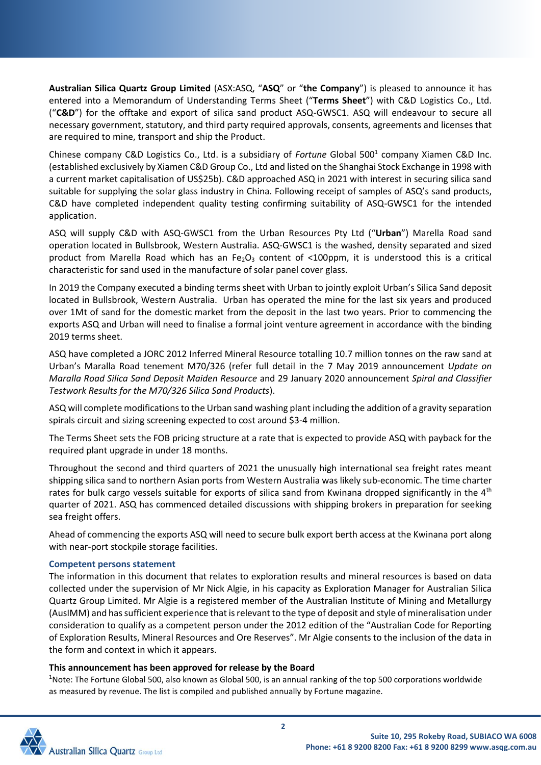**Australian Silica Quartz Group Limited** (ASX:ASQ, "**ASQ**" or "**the Company**") is pleased to announce it has entered into a Memorandum of Understanding Terms Sheet ("**Terms Sheet**") with C&D Logistics Co., Ltd. ("**C&D**") for the offtake and export of silica sand product ASQ-GWSC1. ASQ will endeavour to secure all necessary government, statutory, and third party required approvals, consents, agreements and licenses that are required to mine, transport and ship the Product.

Chinese company C&D Logistics Co., Ltd. is a subsidiary of *Fortune* Global 500[1] company Xiamen C&D Inc. (established exclusively by Xiamen C&D Group Co., Ltd and listed on the Shanghai Stock Exchange in 1998 with a current market capitalisation of US$25b). C&D approached ASQ in 2021 with interest in securing silica sand suitable for supplying the solar glass industry in China. Following receipt of samples of ASQ's sand products, C&D have completed independent quality testing confirming suitability of ASQ-GWSC1 for the intended application.

ASQ will supply C&D with ASQ-GWSC1 from the Urban Resources Pty Ltd ("**Urban**") Marella Road sand operation located in Bullsbrook, Western Australia. ASQ-GWSC1 is the washed, density separated and sized product from Marella Road which has an $Fe_2O_3$ content of <100ppm, it is understood this is a critical characteristic for sand used in the manufacture of solar panel cover glass.

In 2019 the Company executed a binding terms sheet with Urban to jointly exploit Urban's Silica Sand deposit located in Bullsbrook, Western Australia. Urban has operated the mine for the last six years and produced over 1Mt of sand for the domestic market from the deposit in the last two years. Prior to commencing the exports ASQ and Urban will need to finalise a formal joint venture agreement in accordance with the binding 2019 terms sheet.

ASQ have completed a JORC 2012 Inferred Mineral Resource totalling 10.7 million tonnes on the raw sand at Urban's Maralla Road tenement M70/326 (refer full detail in the 7 May 2019 announcement *Update on Maralla Road Silica Sand Deposit Maiden Resource* and 29 January 2020 announcement *Spiral and Classifier Testwork Results for the M70/326 Silica Sand Products*).

ASQ will complete modifications to the Urban sand washing plant including the addition of a gravity separation spirals circuit and sizing screening expected to cost around $3-4 million.

The Terms Sheet sets the FOB pricing structure at a rate that is expected to provide ASQ with payback for the required plant upgrade in under 18 months.

Throughout the second and third quarters of 2021 the unusually high international sea freight rates meant shipping silica sand to northern Asian ports from Western Australia was likely sub-economic. The time charter rates for bulk cargo vessels suitable for exports of silica sand from Kwinana dropped significantly in the 4th quarter of 2021. ASQ has commenced detailed discussions with shipping brokers in preparation for seeking sea freight offers.

Ahead of commencing the exports ASQ will need to secure bulk export berth access at the Kwinana port along with near-port stockpile storage facilities.

### Competent persons statement

The information in this document that relates to exploration results and mineral resources is based on data collected under the supervision of Mr Nick Algie, in his capacity as Exploration Manager for Australian Silica Quartz Group Limited. Mr Algie is a registered member of the Australian Institute of Mining and Metallurgy (AusIMM) and has sufficient experience that is relevant to the type of deposit and style of mineralisation under consideration to qualify as a competent person under the 2012 edition of the "Australian Code for Reporting of Exploration Results, Mineral Resources and Ore Reserves". Mr Algie consents to the inclusion of the data in the form and context in which it appears.

**This announcement has been approved for release by the Board**

[1]Note: The Fortune Global 500, also known as Global 500, is an annual ranking of the top 500 corporations worldwide as measured by revenue. The list is compiled and published annually by Fortune magazine.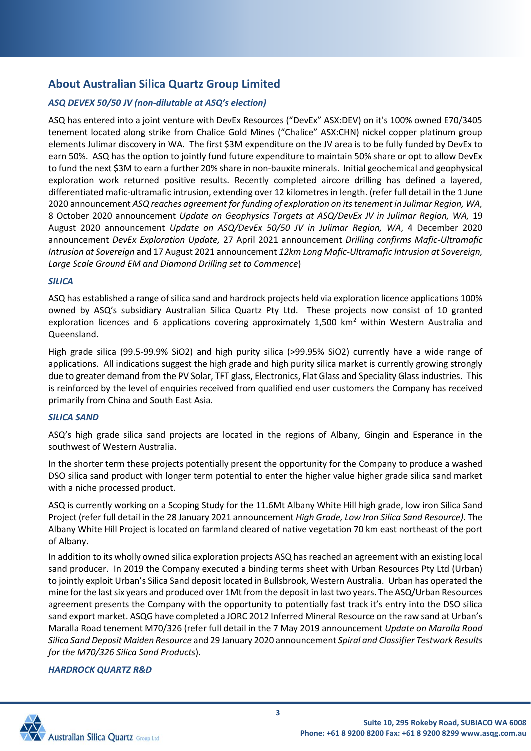## About Australian Silica Quartz Group Limited

### *ASQ DEVEX 50/50 JV (non-dilutable at ASQ's election)*

ASQ has entered into a joint venture with DevEx Resources ("DevEx" ASX:DEV) on it's 100% owned E70/3405 tenement located along strike from Chalice Gold Mines ("Chalice" ASX:CHN) nickel copper platinum group elements Julimar discovery in WA. The first $3M expenditure on the JV area is to be fully funded by DevEx to earn 50%. ASQ has the option to jointly fund future expenditure to maintain 50% share or opt to allow DevEx to fund the next $3M to earn a further 20% share in non-bauxite minerals. Initial geochemical and geophysical exploration work returned positive results. Recently completed aircore drilling has defined a layered, differentiated mafic-ultramafic intrusion, extending over 12 kilometres in length. (refer full detail in the 1 June 2020 announcement *ASQ reaches agreement for funding of exploration on its tenement in Julimar Region, WA,* 8 October 2020 announcement *Update on Geophysics Targets at ASQ/DevEx JV in Julimar Region, WA,* 19 August 2020 announcement *Update on ASQ/DevEx 50/50 JV in Julimar Region, WA*, 4 December 2020 announcement *DevEx Exploration Update,* 27 April 2021 announcement *Drilling confirms Mafic-Ultramafic Intrusion at Sovereign* and 17 August 2021 announcement *12km Long Mafic-Ultramafic Intrusion at Sovereign, Large Scale Ground EM and Diamond Drilling set to Commence*)

### *SILICA*

ASQ has established a range of silica sand and hardrock projects held via exploration licence applications 100% owned by ASQ's subsidiary Australian Silica Quartz Pty Ltd. These projects now consist of 10 granted exploration licences and 6 applications covering approximately 1,500 km$^2$ within Western Australia and Queensland.

High grade silica (99.5-99.9% $SiO_2$) and high purity silica (>99.95% $SiO_2$) currently have a wide range of applications. All indications suggest the high grade and high purity silica market is currently growing strongly due to greater demand from the PV Solar, TFT glass, Electronics, Flat Glass and Speciality Glass industries. This is reinforced by the level of enquiries received from qualified end user customers the Company has received primarily from China and South East Asia.

### *SILICA SAND*

ASQ's high grade silica sand projects are located in the regions of Albany, Gingin and Esperance in the southwest of Western Australia.

In the shorter term these projects potentially present the opportunity for the Company to produce a washed DSO silica sand product with longer term potential to enter the higher value higher grade silica sand market with a niche processed product.

ASQ is currently working on a Scoping Study for the 11.6Mt Albany White Hill high grade, low iron Silica Sand Project (refer full detail in the 28 January 2021 announcement *High Grade, Low Iron Silica Sand Resource)*. The Albany White Hill Project is located on farmland cleared of native vegetation 70 km east northeast of the port of Albany.

In addition to its wholly owned silica exploration projects ASQ has reached an agreement with an existing local sand producer. In 2019 the Company executed a binding terms sheet with Urban Resources Pty Ltd (Urban) to jointly exploit Urban's Silica Sand deposit located in Bullsbrook, Western Australia. Urban has operated the mine for the last six years and produced over 1Mt from the deposit in last two years. The ASQ/Urban Resources agreement presents the Company with the opportunity to potentially fast track it's entry into the DSO silica sand export market. ASQG have completed a JORC 2012 Inferred Mineral Resource on the raw sand at Urban's Maralla Road tenement M70/326 (refer full detail in the 7 May 2019 announcement *Update on Maralla Road Silica Sand Deposit Maiden Resource* and 29 January 2020 announcement *Spiral and Classifier Testwork Results for the M70/326 Silica Sand Products*).

### *HARDROCK QUARTZ R&D*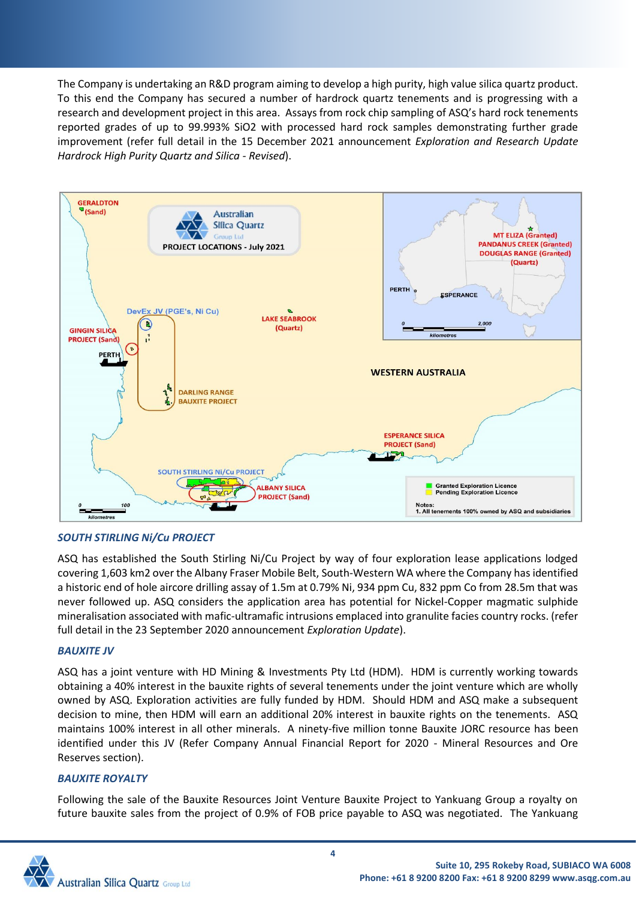The Company is undertaking an R&D program aiming to develop a high purity, high value silica quartz product. To this end the Company has secured a number of hardrock quartz tenements and is progressing with a research and development project in this area. Assays from rock chip sampling of ASQ's hard rock tenements reported grades of up to 99.993% $SiO_2$ with processed hard rock samples demonstrating further grade improvement (refer full detail in the 15 December 2021 announcement *Exploration and Research Update Hardrock High Purity Quartz and Silica - Revised*).

### *SOUTH STIRLING Ni/Cu PROJECT*

ASQ has established the South Stirling Ni/Cu Project by way of four exploration lease applications lodged covering 1,603 km2 over the Albany Fraser Mobile Belt, South-Western WA where the Company has identified a historic end of hole aircore drilling assay of 1.5m at 0.79% Ni, 934 ppm Cu, 832 ppm Co from 28.5m that was never followed up. ASQ considers the application area has potential for Nickel-Copper magmatic sulphide mineralisation associated with mafic-ultramafic intrusions emplaced into granulite facies country rocks. (refer full detail in the 23 September 2020 announcement *Exploration Update*).

### *BAUXITE JV*

ASQ has a joint venture with HD Mining & Investments Pty Ltd (HDM). HDM is currently working towards obtaining a 40% interest in the bauxite rights of several tenements under the joint venture which are wholly owned by ASQ. Exploration activities are fully funded by HDM. Should HDM and ASQ make a subsequent decision to mine, then HDM will earn an additional 20% interest in bauxite rights on the tenements. ASQ maintains 100% interest in all other minerals. A ninety-five million tonne Bauxite JORC resource has been identified under this JV (Refer Company Annual Financial Report for 2020 - Mineral Resources and Ore Reserves section).

### *BAUXITE ROYALTY*

Following the sale of the Bauxite Resources Joint Venture Bauxite Project to Yankuang Group a royalty on future bauxite sales from the project of 0.9% of FOB price payable to ASQ was negotiated. The Yankuang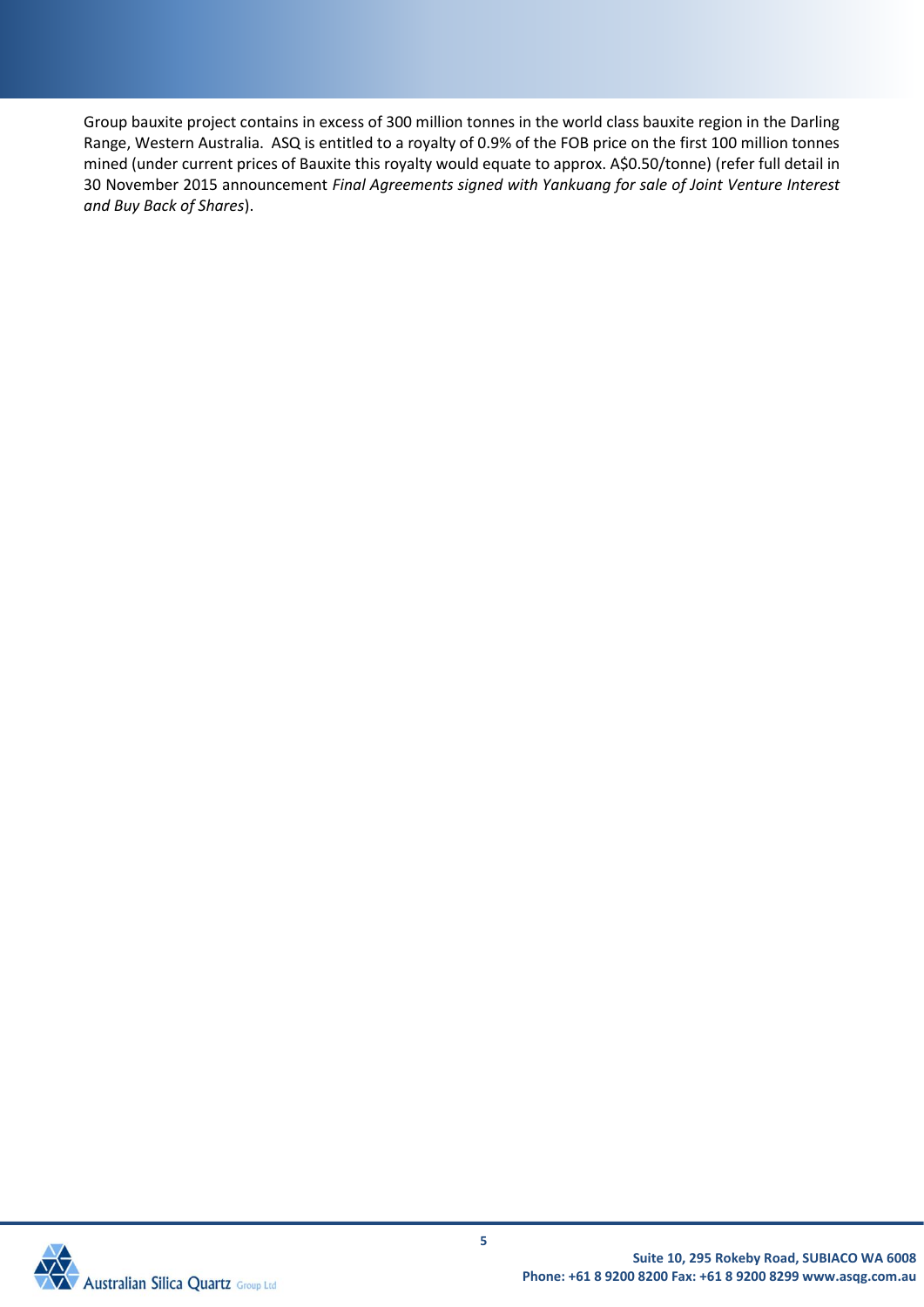Group bauxite project contains in excess of 300 million tonnes in the world class bauxite region in the Darling Range, Western Australia. ASQ is entitled to a royalty of 0.9% of the FOB price on the first 100 million tonnes mined (under current prices of Bauxite this royalty would equate to approx. A$0.50/tonne) (refer full detail in 30 November 2015 announcement *Final Agreements signed with Yankuang for sale of Joint Venture Interest and Buy Back of Shares*).